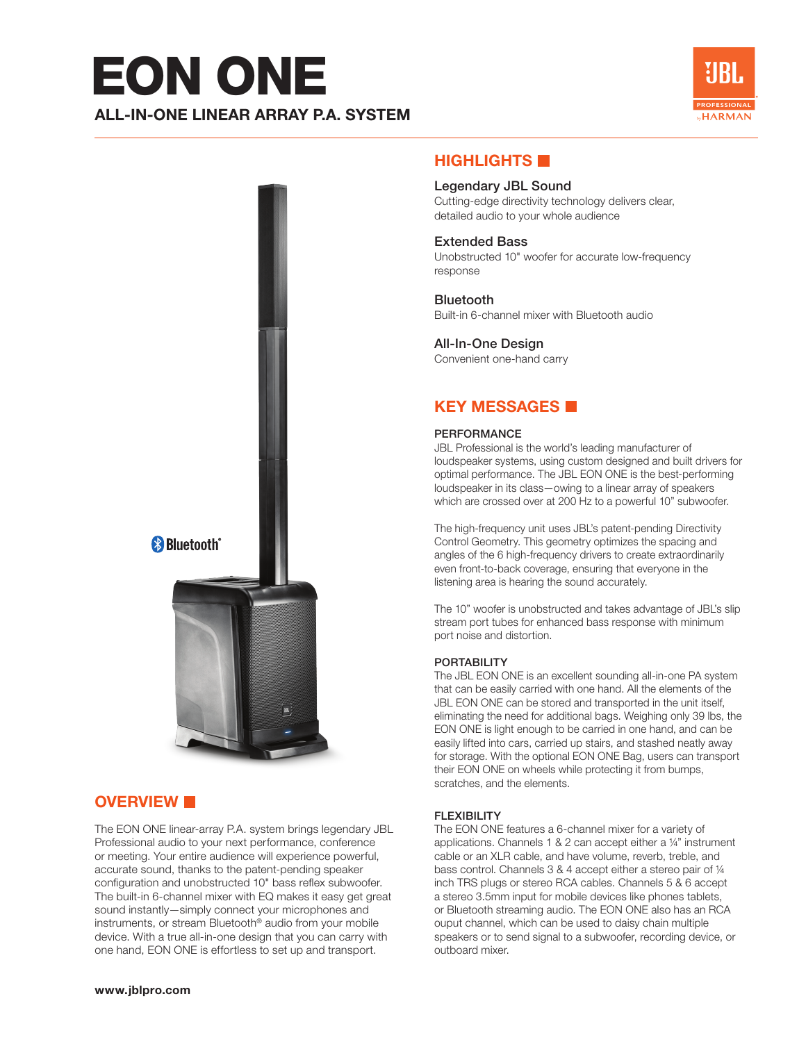# EON ONE

## ALL-IN-ONE LINEAR ARRAY P.A. SYSTEM

## HIGHLIGHTS

**Legendary JBL Sound**
Cutting-edge directivity technology delivers clear, detailed audio to your whole audience

**Extended Bass**
Unobstructed 10" woofer for accurate low-frequency response

**Bluetooth**
Built-in 6-channel mixer with Bluetooth audio

**All-In-One Design**
Convenient one-hand carry

## KEY MESSAGES

### PERFORMANCE

JBL Professional is the world's leading manufacturer of loudspeaker systems, using custom designed and built drivers for optimal performance. The JBL EON ONE is the best-performing loudspeaker in its class—owing to a linear array of speakers which are crossed over at 200 Hz to a powerful 10" subwoofer.

The high-frequency unit uses JBL's patent-pending Directivity Control Geometry. This geometry optimizes the spacing and angles of the 6 high-frequency drivers to create extraordinarily even front-to-back coverage, ensuring that everyone in the listening area is hearing the sound accurately.

The 10" woofer is unobstructed and takes advantage of JBL's slip stream port tubes for enhanced bass response with minimum port noise and distortion.

### PORTABILITY

The JBL EON ONE is an excellent sounding all-in-one PA system that can be easily carried with one hand. All the elements of the JBL EON ONE can be stored and transported in the unit itself, eliminating the need for additional bags. Weighing only 39 lbs, the EON ONE is light enough to be carried in one hand, and can be easily lifted into cars, carried up stairs, and stashed neatly away for storage. With the optional EON ONE Bag, users can transport their EON ONE on wheels while protecting it from bumps, scratches, and the elements.

### FLEXIBILITY

The EON ONE features a 6-channel mixer for a variety of applications. Channels 1 & 2 can accept either a ¼" instrument cable or an XLR cable, and have volume, reverb, treble, and bass control. Channels 3 & 4 accept either a stereo pair of ¼ inch TRS plugs or stereo RCA cables. Channels 5 & 6 accept a stereo 3.5mm input for mobile devices like phones tablets, or Bluetooth streaming audio. The EON ONE also has an RCA ouput channel, which can be used to daisy chain multiple speakers or to send signal to a subwoofer, recording device, or outboard mixer.

## OVERVIEW

The EON ONE linear-array P.A. system brings legendary JBL Professional audio to your next performance, conference or meeting. Your entire audience will experience powerful, accurate sound, thanks to the patent-pending speaker configuration and unobstructed 10" bass reflex subwoofer. The built-in 6-channel mixer with EQ makes it easy get great sound instantly—simply connect your microphones and instruments, or stream Bluetooth® audio from your mobile device. With a true all-in-one design that you can carry with one hand, EON ONE is effortless to set up and transport.

**www.jblpro.com**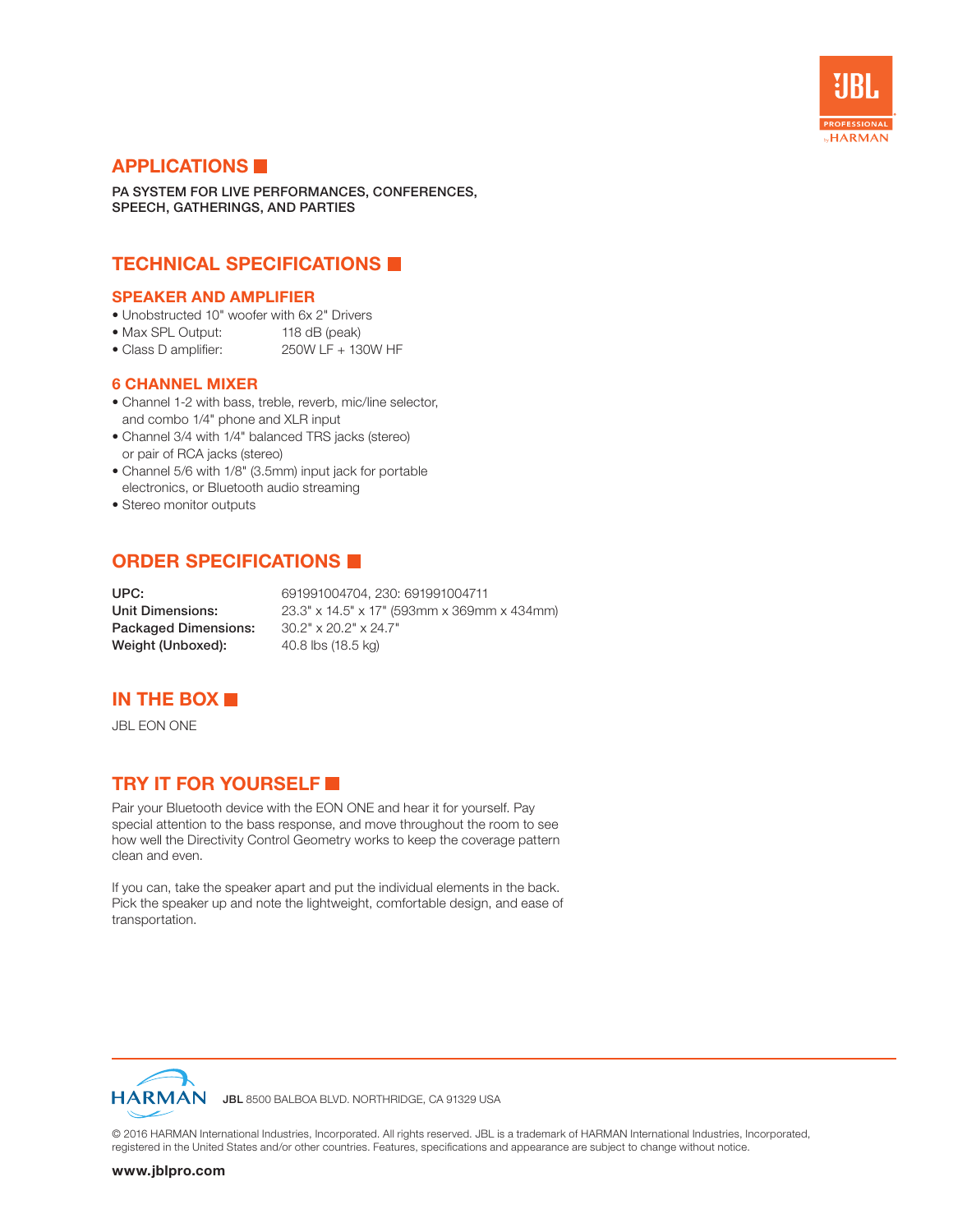## APPLICATIONS

PA SYSTEM FOR LIVE PERFORMANCES, CONFERENCES, SPEECH, GATHERINGS, AND PARTIES

## TECHNICAL SPECIFICATIONS

### SPEAKER AND AMPLIFIER

- Unobstructed 10" woofer with 6x 2" Drivers
- Max SPL Output: 118 dB (peak)
- Class D amplifier: 250W LF + 130W HF

### 6 CHANNEL MIXER

- Channel 1-2 with bass, treble, reverb, mic/line selector, and combo 1/4" phone and XLR input
- Channel 3/4 with 1/4" balanced TRS jacks (stereo) or pair of RCA jacks (stereo)
- Channel 5/6 with 1/8" (3.5mm) input jack for portable electronics, or Bluetooth audio streaming
- Stereo monitor outputs

## ORDER SPECIFICATIONS

| | |
|---|---|
| **UPC:** | 691991004704, 230: 691991004711 |
| **Unit Dimensions:** | 23.3" x 14.5" x 17" (593mm x 369mm x 434mm) |
| **Packaged Dimensions:** | 30.2" x 20.2" x 24.7" |
| **Weight (Unboxed):** | 40.8 lbs (18.5 kg) |

## IN THE BOX

JBL EON ONE

## TRY IT FOR YOURSELF

Pair your Bluetooth device with the EON ONE and hear it for yourself. Pay special attention to the bass response, and move throughout the room to see how well the Directivity Control Geometry works to keep the coverage pattern clean and even.

If you can, take the speaker apart and put the individual elements in the back. Pick the speaker up and note the lightweight, comfortable design, and ease of transportation.

**JBL** 8500 BALBOA BLVD. NORTHRIDGE, CA 91329 USA

© 2016 HARMAN International Industries, Incorporated. All rights reserved. JBL is a trademark of HARMAN International Industries, Incorporated, registered in the United States and/or other countries. Features, specifications and appearance are subject to change without notice.

**www.jblpro.com**